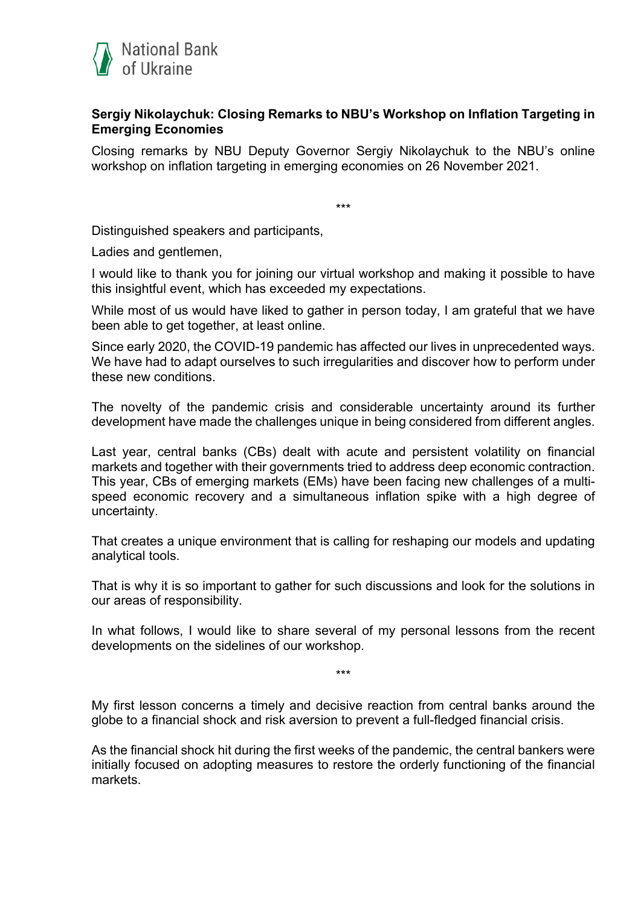National Bank of Ukraine

# Sergiy Nikolaychuk: Closing Remarks to NBU's Workshop on Inflation Targeting in Emerging Economies

Closing remarks by NBU Deputy Governor Sergiy Nikolaychuk to the NBU's online workshop on inflation targeting in emerging economies on 26 November 2021.

***

Distinguished speakers and participants,

Ladies and gentlemen,

I would like to thank you for joining our virtual workshop and making it possible to have this insightful event, which has exceeded my expectations.

While most of us would have liked to gather in person today, I am grateful that we have been able to get together, at least online.

Since early 2020, the COVID-19 pandemic has affected our lives in unprecedented ways. We have had to adapt ourselves to such irregularities and discover how to perform under these new conditions.

The novelty of the pandemic crisis and considerable uncertainty around its further development have made the challenges unique in being considered from different angles.

Last year, central banks (CBs) dealt with acute and persistent volatility on financial markets and together with their governments tried to address deep economic contraction. This year, CBs of emerging markets (EMs) have been facing new challenges of a multi-speed economic recovery and a simultaneous inflation spike with a high degree of uncertainty.

That creates a unique environment that is calling for reshaping our models and updating analytical tools.

That is why it is so important to gather for such discussions and look for the solutions in our areas of responsibility.

In what follows, I would like to share several of my personal lessons from the recent developments on the sidelines of our workshop.

***

My first lesson concerns a timely and decisive reaction from central banks around the globe to a financial shock and risk aversion to prevent a full-fledged financial crisis.

As the financial shock hit during the first weeks of the pandemic, the central bankers were initially focused on adopting measures to restore the orderly functioning of the financial markets.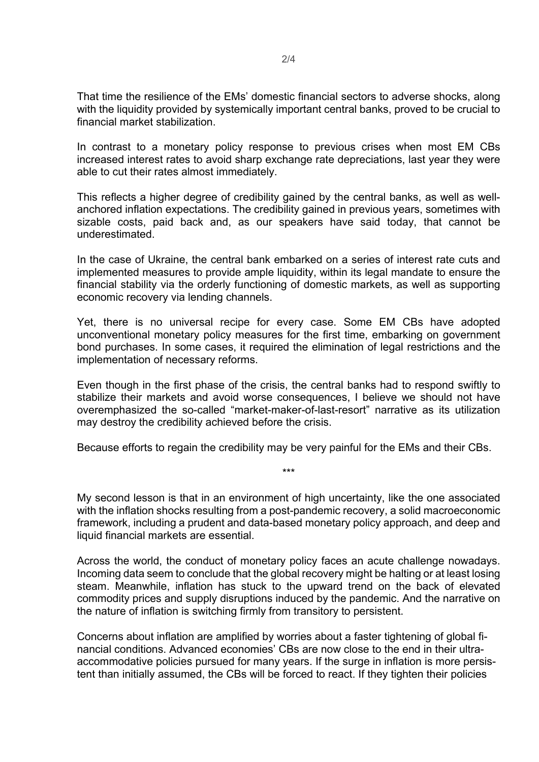That time the resilience of the EMs' domestic financial sectors to adverse shocks, along with the liquidity provided by systemically important central banks, proved to be crucial to financial market stabilization.

In contrast to a monetary policy response to previous crises when most EM CBs increased interest rates to avoid sharp exchange rate depreciations, last year they were able to cut their rates almost immediately.

This reflects a higher degree of credibility gained by the central banks, as well as well-anchored inflation expectations. The credibility gained in previous years, sometimes with sizable costs, paid back and, as our speakers have said today, that cannot be underestimated.

In the case of Ukraine, the central bank embarked on a series of interest rate cuts and implemented measures to provide ample liquidity, within its legal mandate to ensure the financial stability via the orderly functioning of domestic markets, as well as supporting economic recovery via lending channels.

Yet, there is no universal recipe for every case. Some EM CBs have adopted unconventional monetary policy measures for the first time, embarking on government bond purchases. In some cases, it required the elimination of legal restrictions and the implementation of necessary reforms.

Even though in the first phase of the crisis, the central banks had to respond swiftly to stabilize their markets and avoid worse consequences, I believe we should not have overemphasized the so-called "market-maker-of-last-resort" narrative as its utilization may destroy the credibility achieved before the crisis.

Because efforts to regain the credibility may be very painful for the EMs and their CBs.

\*\*\*

My second lesson is that in an environment of high uncertainty, like the one associated with the inflation shocks resulting from a post-pandemic recovery, a solid macroeconomic framework, including a prudent and data-based monetary policy approach, and deep and liquid financial markets are essential.

Across the world, the conduct of monetary policy faces an acute challenge nowadays. Incoming data seem to conclude that the global recovery might be halting or at least losing steam. Meanwhile, inflation has stuck to the upward trend on the back of elevated commodity prices and supply disruptions induced by the pandemic. And the narrative on the nature of inflation is switching firmly from transitory to persistent.

Concerns about inflation are amplified by worries about a faster tightening of global financial conditions. Advanced economies' CBs are now close to the end in their ultra-accommodative policies pursued for many years. If the surge in inflation is more persistent than initially assumed, the CBs will be forced to react. If they tighten their policies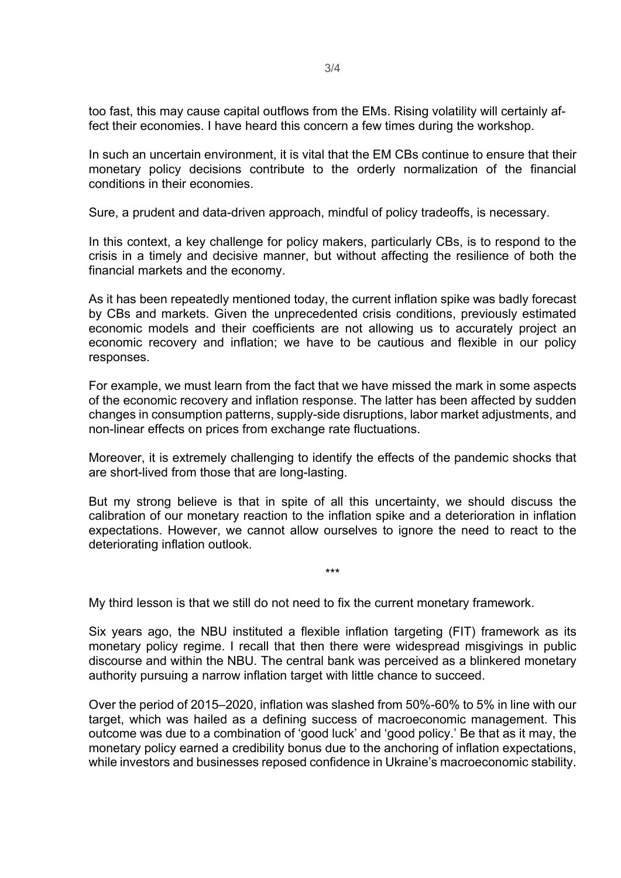too fast, this may cause capital outflows from the EMs. Rising volatility will certainly affect their economies. I have heard this concern a few times during the workshop.

In such an uncertain environment, it is vital that the EM CBs continue to ensure that their monetary policy decisions contribute to the orderly normalization of the financial conditions in their economies.

Sure, a prudent and data-driven approach, mindful of policy tradeoffs, is necessary.

In this context, a key challenge for policy makers, particularly CBs, is to respond to the crisis in a timely and decisive manner, but without affecting the resilience of both the financial markets and the economy.

As it has been repeatedly mentioned today, the current inflation spike was badly forecast by CBs and markets. Given the unprecedented crisis conditions, previously estimated economic models and their coefficients are not allowing us to accurately project an economic recovery and inflation; we have to be cautious and flexible in our policy responses.

For example, we must learn from the fact that we have missed the mark in some aspects of the economic recovery and inflation response. The latter has been affected by sudden changes in consumption patterns, supply-side disruptions, labor market adjustments, and non-linear effects on prices from exchange rate fluctuations.

Moreover, it is extremely challenging to identify the effects of the pandemic shocks that are short-lived from those that are long-lasting.

But my strong believe is that in spite of all this uncertainty, we should discuss the calibration of our monetary reaction to the inflation spike and a deterioration in inflation expectations. However, we cannot allow ourselves to ignore the need to react to the deteriorating inflation outlook.

***

My third lesson is that we still do not need to fix the current monetary framework.

Six years ago, the NBU instituted a flexible inflation targeting (FIT) framework as its monetary policy regime. I recall that then there were widespread misgivings in public discourse and within the NBU. The central bank was perceived as a blinkered monetary authority pursuing a narrow inflation target with little chance to succeed.

Over the period of 2015–2020, inflation was slashed from 50%-60% to 5% in line with our target, which was hailed as a defining success of macroeconomic management. This outcome was due to a combination of 'good luck' and 'good policy.' Be that as it may, the monetary policy earned a credibility bonus due to the anchoring of inflation expectations, while investors and businesses reposed confidence in Ukraine's macroeconomic stability.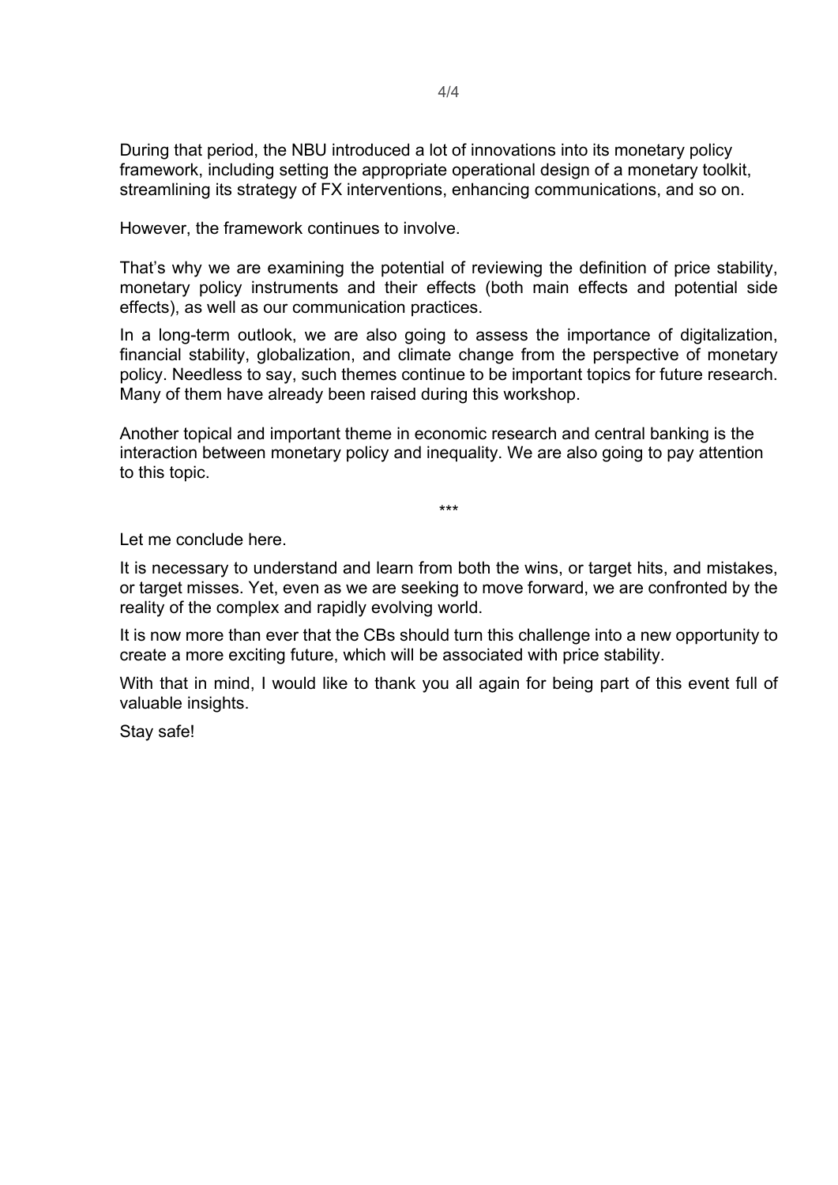During that period, the NBU introduced a lot of innovations into its monetary policy framework, including setting the appropriate operational design of a monetary toolkit, streamlining its strategy of FX interventions, enhancing communications, and so on.

However, the framework continues to involve.

That's why we are examining the potential of reviewing the definition of price stability, monetary policy instruments and their effects (both main effects and potential side effects), as well as our communication practices.

In a long-term outlook, we are also going to assess the importance of digitalization, financial stability, globalization, and climate change from the perspective of monetary policy. Needless to say, such themes continue to be important topics for future research. Many of them have already been raised during this workshop.

Another topical and important theme in economic research and central banking is the interaction between monetary policy and inequality. We are also going to pay attention to this topic.

\*\*\*

Let me conclude here.

It is necessary to understand and learn from both the wins, or target hits, and mistakes, or target misses. Yet, even as we are seeking to move forward, we are confronted by the reality of the complex and rapidly evolving world.

It is now more than ever that the CBs should turn this challenge into a new opportunity to create a more exciting future, which will be associated with price stability.

With that in mind, I would like to thank you all again for being part of this event full of valuable insights.

Stay safe!